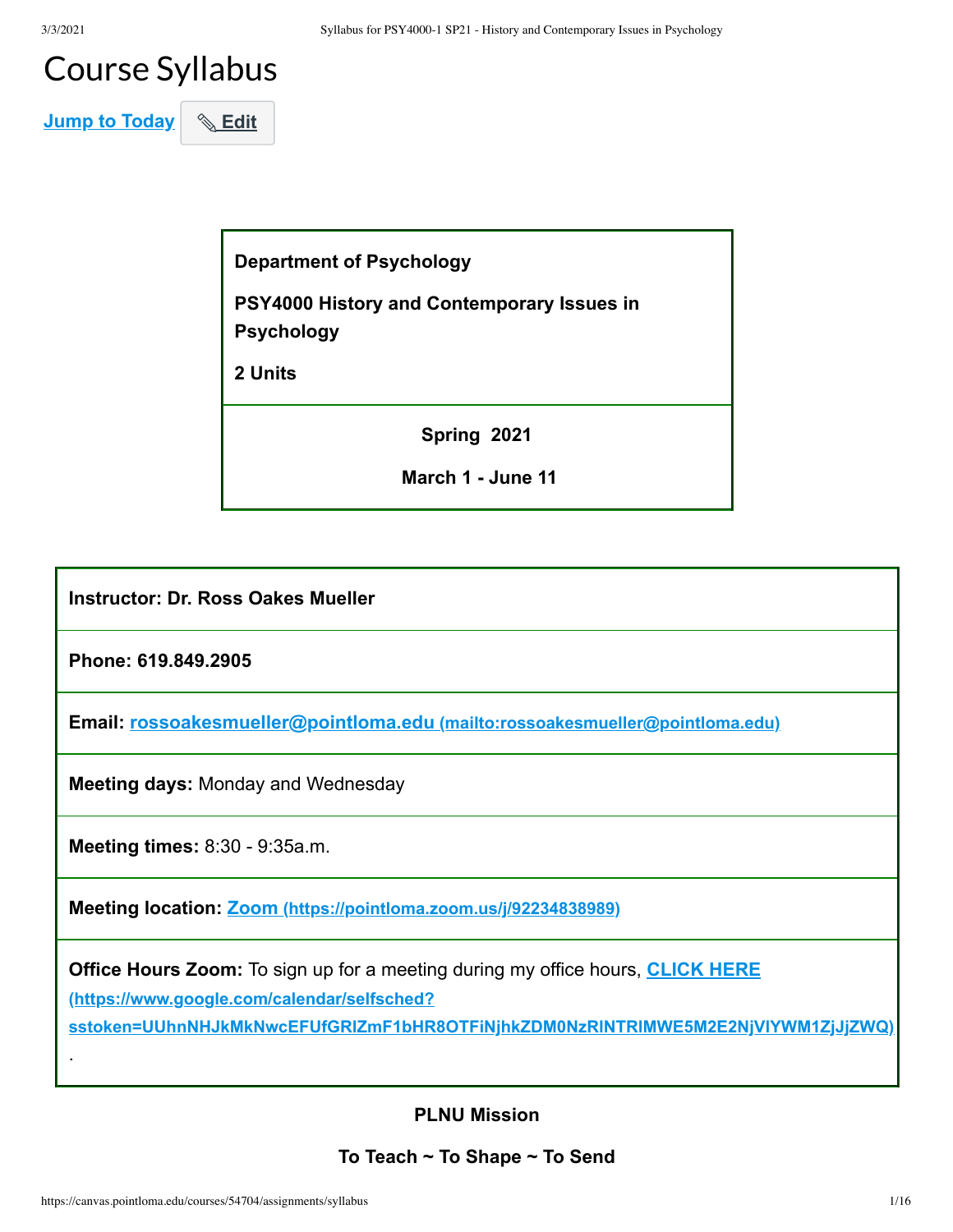# Course Syllabus

Jump to Today | Edit

| **Department of Psychology** |
|---|
| **PSY4000 History and Contemporary Issues in Psychology** |
| **2 Units** |
| **Spring 2021** |
| **March 1 - June 11** |

| **Instructor: Dr. Ross Oakes Mueller** |
|---|
| **Phone: 619.849.2905** |
| **Email:** [rossoakesmueller@pointloma.edu (mailto:rossoakesmueller@pointloma.edu)](mailto:rossoakesmueller@pointloma.edu) |
| **Meeting days:** Monday and Wednesday |
| **Meeting times:** 8:30 - 9:35a.m. |
| **Meeting location:** [Zoom (https://pointloma.zoom.us/j/92234838989)](https://pointloma.zoom.us/j/92234838989) |
| **Office Hours Zoom:** To sign up for a meeting during my office hours, [CLICK HERE (https://www.google.com/calendar/selfsched?sstoken=UUhnNHJkMkNwcEFUfGRlZmF1bHR8OTFiNjhkZDM0NzRlNTRlMWE5M2E2NjVlYWM1ZjJjZWQ)](https://www.google.com/calendar/selfsched?sstoken=UUhnNHJkMkNwcEFUfGRlZmF1bHR8OTFiNjhkZDM0NzRlNTRlMWE5M2E2NjVlYWM1ZjJjZWQ). |

**PLNU Mission**

**To Teach ~ To Shape ~ To Send**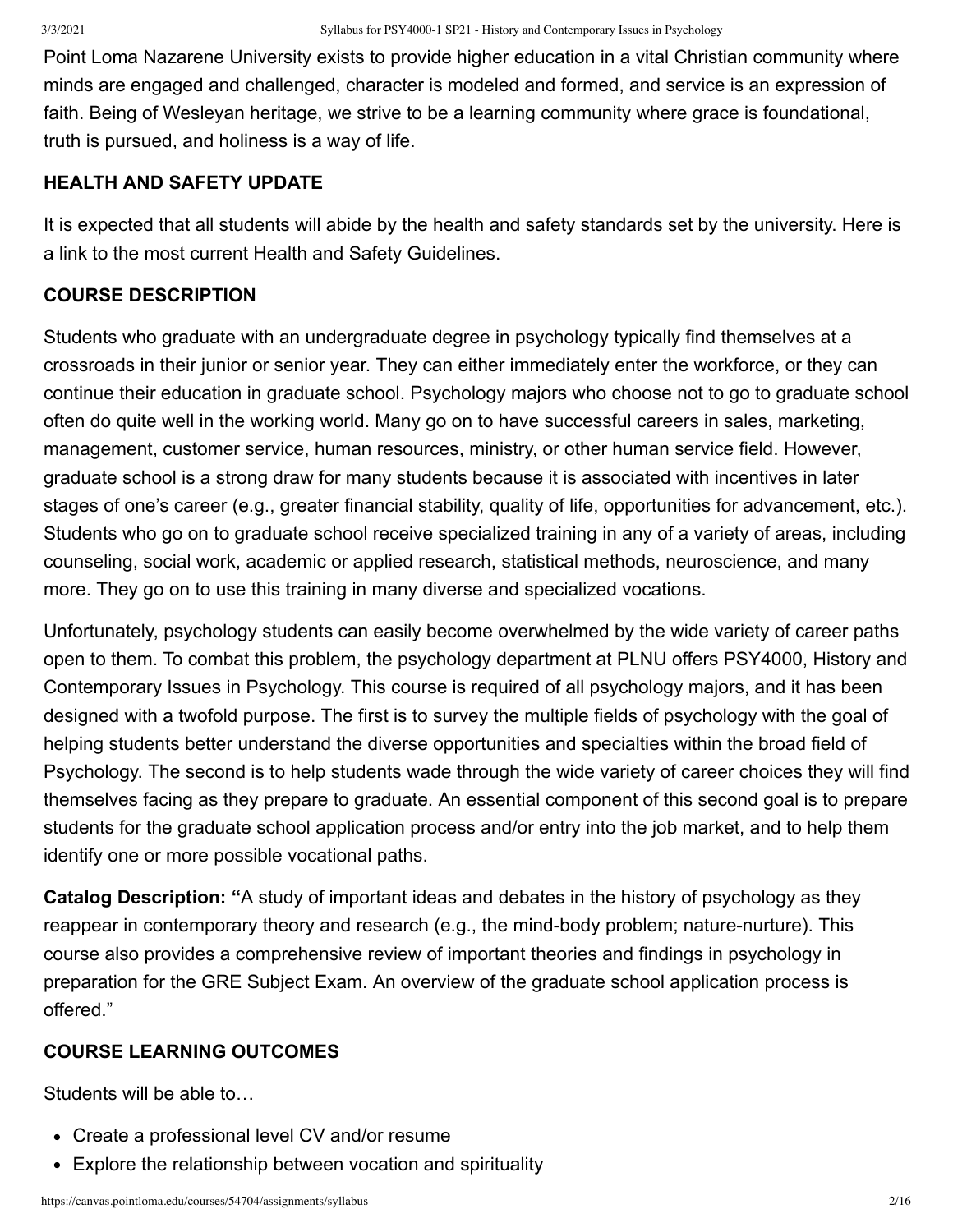Point Loma Nazarene University exists to provide higher education in a vital Christian community where minds are engaged and challenged, character is modeled and formed, and service is an expression of faith. Being of Wesleyan heritage, we strive to be a learning community where grace is foundational, truth is pursued, and holiness is a way of life.

### HEALTH AND SAFETY UPDATE

It is expected that all students will abide by the health and safety standards set by the university. Here is a link to the most current Health and Safety Guidelines.

### COURSE DESCRIPTION

Students who graduate with an undergraduate degree in psychology typically find themselves at a crossroads in their junior or senior year. They can either immediately enter the workforce, or they can continue their education in graduate school. Psychology majors who choose not to go to graduate school often do quite well in the working world. Many go on to have successful careers in sales, marketing, management, customer service, human resources, ministry, or other human service field. However, graduate school is a strong draw for many students because it is associated with incentives in later stages of one's career (e.g., greater financial stability, quality of life, opportunities for advancement, etc.). Students who go on to graduate school receive specialized training in any of a variety of areas, including counseling, social work, academic or applied research, statistical methods, neuroscience, and many more. They go on to use this training in many diverse and specialized vocations.

Unfortunately, psychology students can easily become overwhelmed by the wide variety of career paths open to them. To combat this problem, the psychology department at PLNU offers PSY4000, History and Contemporary Issues in Psychology. This course is required of all psychology majors, and it has been designed with a twofold purpose. The first is to survey the multiple fields of psychology with the goal of helping students better understand the diverse opportunities and specialties within the broad field of Psychology. The second is to help students wade through the wide variety of career choices they will find themselves facing as they prepare to graduate. An essential component of this second goal is to prepare students for the graduate school application process and/or entry into the job market, and to help them identify one or more possible vocational paths.

**Catalog Description: "**A study of important ideas and debates in the history of psychology as they reappear in contemporary theory and research (e.g., the mind-body problem; nature-nurture). This course also provides a comprehensive review of important theories and findings in psychology in preparation for the GRE Subject Exam. An overview of the graduate school application process is offered."

### COURSE LEARNING OUTCOMES

Students will be able to…

- Create a professional level CV and/or resume
- Explore the relationship between vocation and spirituality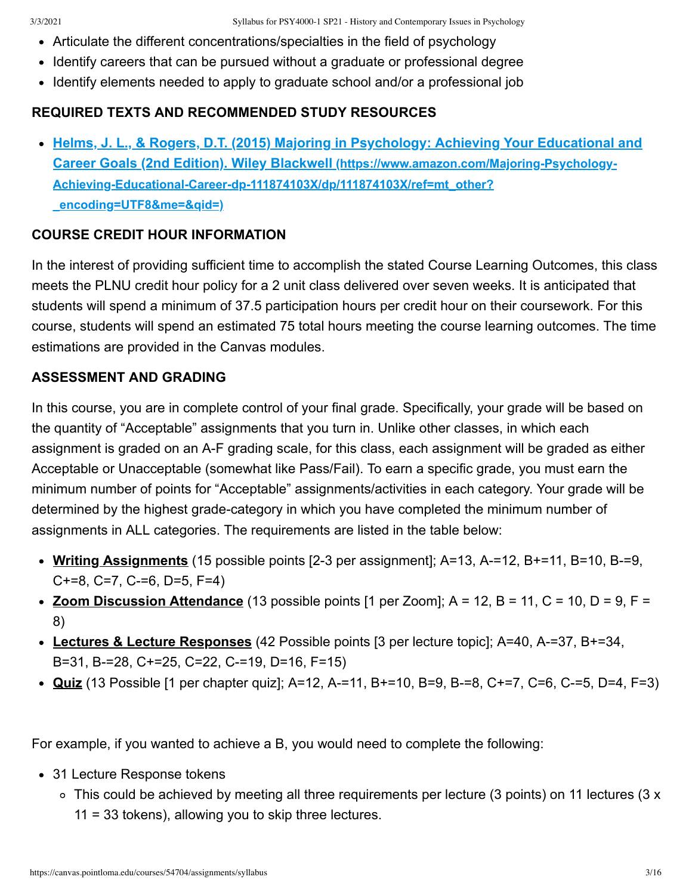- Articulate the different concentrations/specialties in the field of psychology
- Identify careers that can be pursued without a graduate or professional degree
- Identify elements needed to apply to graduate school and/or a professional job

**REQUIRED TEXTS AND RECOMMENDED STUDY RESOURCES**

- [**Helms, J. L., & Rogers, D.T. (2015) Majoring in Psychology: Achieving Your Educational and Career Goals (2nd Edition). Wiley Blackwell (https://www.amazon.com/Majoring-Psychology-Achieving-Educational-Career-dp-111874103X/dp/111874103X/ref=mt_other?_encoding=UTF8&me=&qid=)**](https://www.amazon.com/Majoring-Psychology-Achieving-Educational-Career-dp-111874103X/dp/111874103X/ref=mt_other?_encoding=UTF8&me=&qid=)

**COURSE CREDIT HOUR INFORMATION**

In the interest of providing sufficient time to accomplish the stated Course Learning Outcomes, this class meets the PLNU credit hour policy for a 2 unit class delivered over seven weeks. It is anticipated that students will spend a minimum of 37.5 participation hours per credit hour on their coursework. For this course, students will spend an estimated 75 total hours meeting the course learning outcomes. The time estimations are provided in the Canvas modules.

**ASSESSMENT AND GRADING**

In this course, you are in complete control of your final grade. Specifically, your grade will be based on the quantity of "Acceptable" assignments that you turn in. Unlike other classes, in which each assignment is graded on an A-F grading scale, for this class, each assignment will be graded as either Acceptable or Unacceptable (somewhat like Pass/Fail). To earn a specific grade, you must earn the minimum number of points for "Acceptable" assignments/activities in each category. Your grade will be determined by the highest grade-category in which you have completed the minimum number of assignments in ALL categories. The requirements are listed in the table below:

- **Writing Assignments** (15 possible points [2-3 per assignment]; A=13, A-=12, B+=11, B=10, B-=9, C+=8, C=7, C-=6, D=5, F=4)
- **Zoom Discussion Attendance** (13 possible points [1 per Zoom]; A = 12, B = 11, C = 10, D = 9, F = 8)
- **Lectures & Lecture Responses** (42 Possible points [3 per lecture topic]; A=40, A-=37, B+=34, B=31, B-=28, C+=25, C=22, C-=19, D=16, F=15)
- **Quiz** (13 Possible [1 per chapter quiz]; A=12, A-=11, B+=10, B=9, B-=8, C+=7, C=6, C-=5, D=4, F=3)

For example, if you wanted to achieve a B, you would need to complete the following:

- 31 Lecture Response tokens
  - This could be achieved by meeting all three requirements per lecture (3 points) on 11 lectures (3 x 11 = 33 tokens), allowing you to skip three lectures.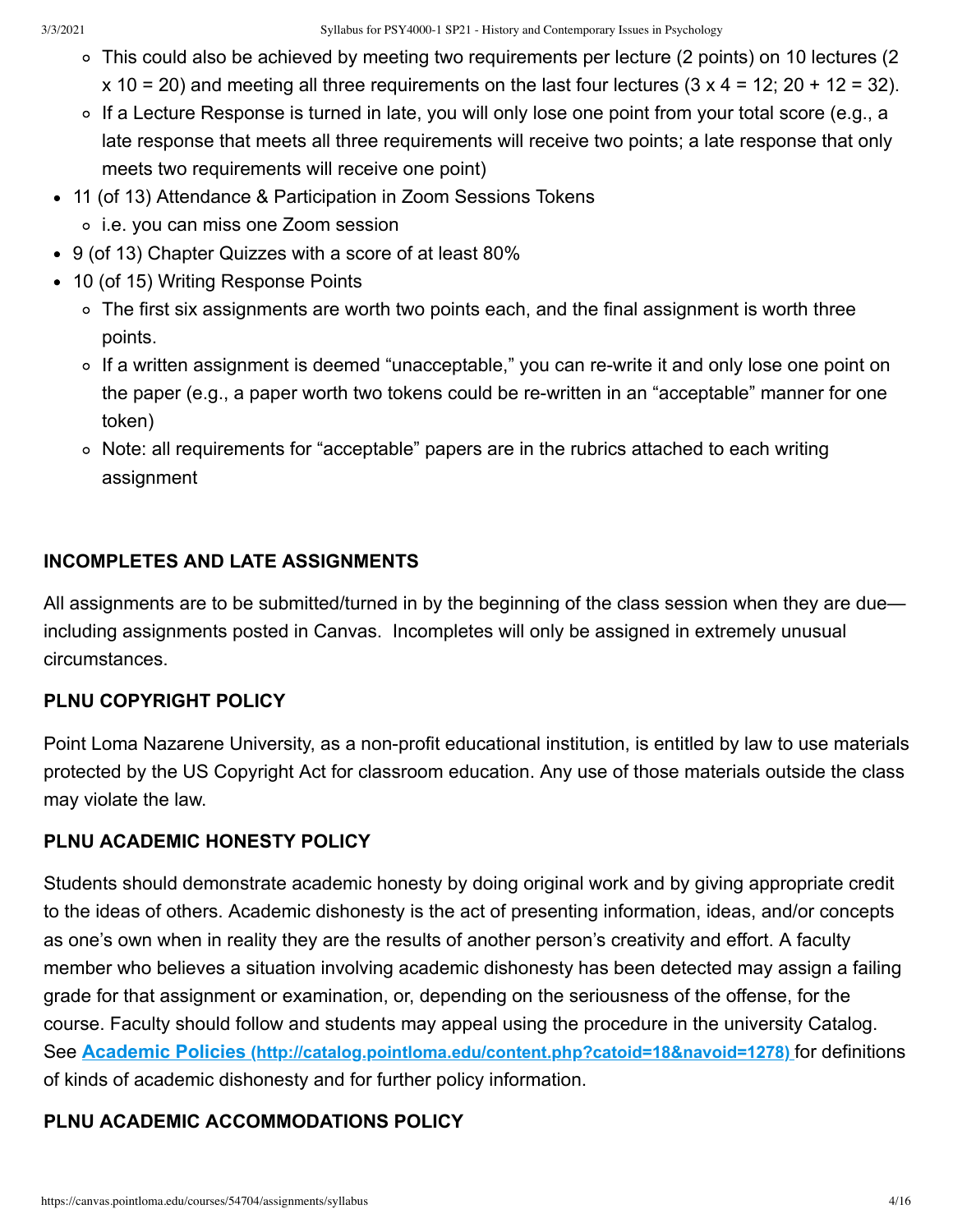- This could also be achieved by meeting two requirements per lecture (2 points) on 10 lectures (2 x 10 = 20) and meeting all three requirements on the last four lectures (3 x 4 = 12; 20 + 12 = 32).
- If a Lecture Response is turned in late, you will only lose one point from your total score (e.g., a late response that meets all three requirements will receive two points; a late response that only meets two requirements will receive one point)

- 11 (of 13) Attendance & Participation in Zoom Sessions Tokens
  - i.e. you can miss one Zoom session
- 9 (of 13) Chapter Quizzes with a score of at least 80%
- 10 (of 15) Writing Response Points
  - The first six assignments are worth two points each, and the final assignment is worth three points.
  - If a written assignment is deemed "unacceptable," you can re-write it and only lose one point on the paper (e.g., a paper worth two tokens could be re-written in an "acceptable" manner for one token)
  - Note: all requirements for "acceptable" papers are in the rubrics attached to each writing assignment

**INCOMPLETES AND LATE ASSIGNMENTS**

All assignments are to be submitted/turned in by the beginning of the class session when they are due—including assignments posted in Canvas. Incompletes will only be assigned in extremely unusual circumstances.

**PLNU COPYRIGHT POLICY**

Point Loma Nazarene University, as a non-profit educational institution, is entitled by law to use materials protected by the US Copyright Act for classroom education. Any use of those materials outside the class may violate the law.

**PLNU ACADEMIC HONESTY POLICY**

Students should demonstrate academic honesty by doing original work and by giving appropriate credit to the ideas of others. Academic dishonesty is the act of presenting information, ideas, and/or concepts as one's own when in reality they are the results of another person's creativity and effort. A faculty member who believes a situation involving academic dishonesty has been detected may assign a failing grade for that assignment or examination, or, depending on the seriousness of the offense, for the course. Faculty should follow and students may appeal using the procedure in the university Catalog. See [Academic Policies (http://catalog.pointloma.edu/content.php?catoid=18&navoid=1278)](http://catalog.pointloma.edu/content.php?catoid=18&navoid=1278) for definitions of kinds of academic dishonesty and for further policy information.

**PLNU ACADEMIC ACCOMMODATIONS POLICY**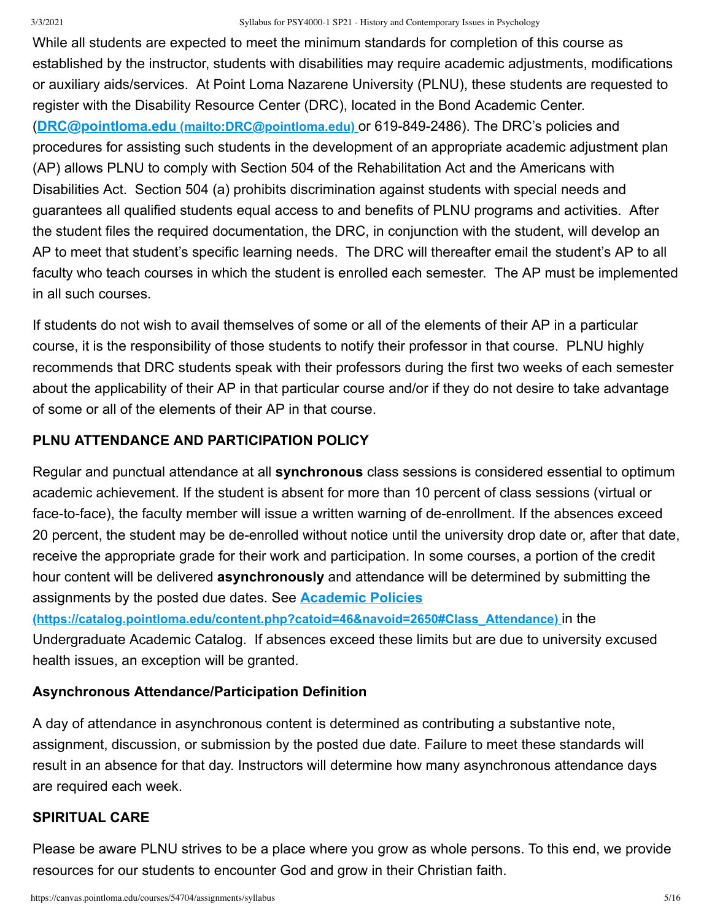While all students are expected to meet the minimum standards for completion of this course as established by the instructor, students with disabilities may require academic adjustments, modifications or auxiliary aids/services. At Point Loma Nazarene University (PLNU), these students are requested to register with the Disability Resource Center (DRC), located in the Bond Academic Center. ([DRC@pointloma.edu (mailto:DRC@pointloma.edu)](mailto:DRC@pointloma.edu) or 619-849-2486). The DRC's policies and procedures for assisting such students in the development of an appropriate academic adjustment plan (AP) allows PLNU to comply with Section 504 of the Rehabilitation Act and the Americans with Disabilities Act. Section 504 (a) prohibits discrimination against students with special needs and guarantees all qualified students equal access to and benefits of PLNU programs and activities. After the student files the required documentation, the DRC, in conjunction with the student, will develop an AP to meet that student's specific learning needs. The DRC will thereafter email the student's AP to all faculty who teach courses in which the student is enrolled each semester. The AP must be implemented in all such courses.

If students do not wish to avail themselves of some or all of the elements of their AP in a particular course, it is the responsibility of those students to notify their professor in that course. PLNU highly recommends that DRC students speak with their professors during the first two weeks of each semester about the applicability of their AP in that particular course and/or if they do not desire to take advantage of some or all of the elements of their AP in that course.

### PLNU ATTENDANCE AND PARTICIPATION POLICY

Regular and punctual attendance at all **synchronous** class sessions is considered essential to optimum academic achievement. If the student is absent for more than 10 percent of class sessions (virtual or face-to-face), the faculty member will issue a written warning of de-enrollment. If the absences exceed 20 percent, the student may be de-enrolled without notice until the university drop date or, after that date, receive the appropriate grade for their work and participation. In some courses, a portion of the credit hour content will be delivered **asynchronously** and attendance will be determined by submitting the assignments by the posted due dates. See [Academic Policies (https://catalog.pointloma.edu/content.php?catoid=46&navoid=2650#Class_Attendance)](https://catalog.pointloma.edu/content.php?catoid=46&navoid=2650#Class_Attendance) in the Undergraduate Academic Catalog. If absences exceed these limits but are due to university excused health issues, an exception will be granted.

### Asynchronous Attendance/Participation Definition

A day of attendance in asynchronous content is determined as contributing a substantive note, assignment, discussion, or submission by the posted due date. Failure to meet these standards will result in an absence for that day. Instructors will determine how many asynchronous attendance days are required each week.

### SPIRITUAL CARE

Please be aware PLNU strives to be a place where you grow as whole persons. To this end, we provide resources for our students to encounter God and grow in their Christian faith.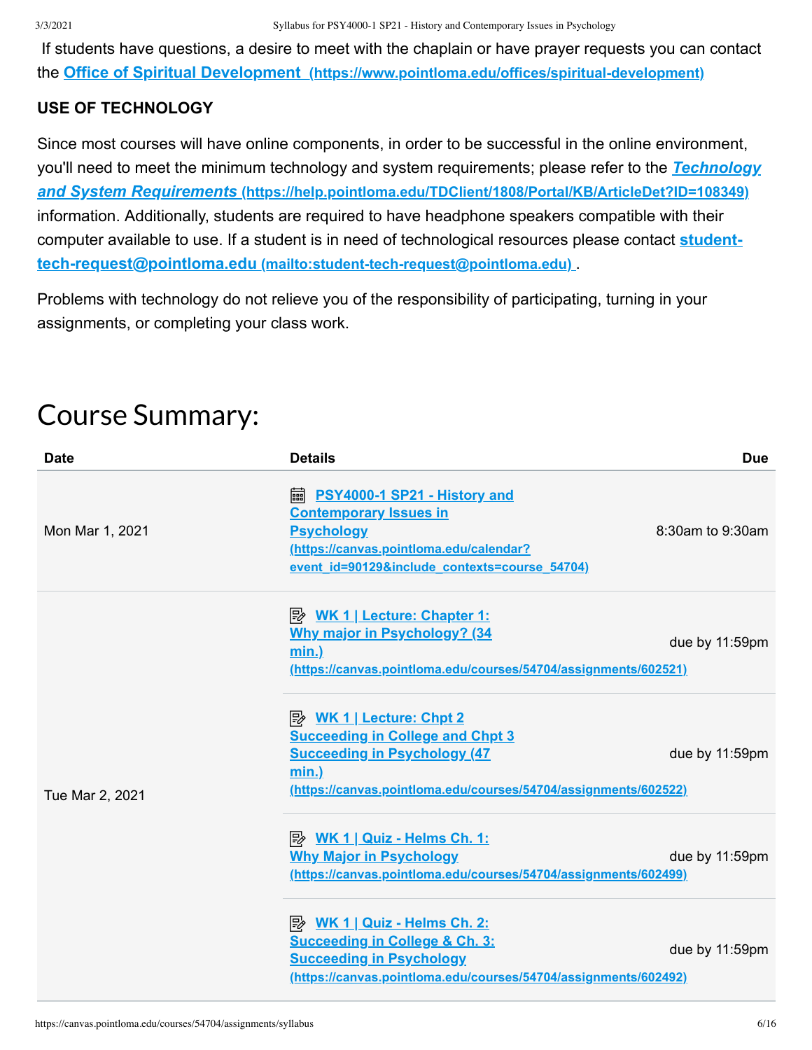If students have questions, a desire to meet with the chaplain or have prayer requests you can contact the **[Office of Spiritual Development](https://www.pointloma.edu/offices/spiritual-development) (https://www.pointloma.edu/offices/spiritual-development)**

**USE OF TECHNOLOGY**

Since most courses will have online components, in order to be successful in the online environment, you'll need to meet the minimum technology and system requirements; please refer to the ***[Technology and System Requirements](https://help.pointloma.edu/TDClient/1808/Portal/KB/ArticleDet?ID=108349)*** **(https://help.pointloma.edu/TDClient/1808/Portal/KB/ArticleDet?ID=108349)** information. Additionally, students are required to have headphone speakers compatible with their computer available to use. If a student is in need of technological resources please contact **[student-tech-request@pointloma.edu](mailto:student-tech-request@pointloma.edu) (mailto:student-tech-request@pointloma.edu)**.

Problems with technology do not relieve you of the responsibility of participating, turning in your assignments, or completing your class work.

# Course Summary:

| Date | Details | Due |
|---|---|---|
| Mon Mar 1, 2021 | [PSY4000-1 SP21 - History and Contemporary Issues in Psychology](https://canvas.pointloma.edu/calendar?event_id=90129&include_contexts=course_54704) (https://canvas.pointloma.edu/calendar?event_id=90129&include_contexts=course_54704) | 8:30am to 9:30am |
| Tue Mar 2, 2021 | [WK 1 \| Lecture: Chapter 1: Why major in Psychology? (34 min.)](https://canvas.pointloma.edu/courses/54704/assignments/602521) (https://canvas.pointloma.edu/courses/54704/assignments/602521) | due by 11:59pm |
| | [WK 1 \| Lecture: Chpt 2 Succeeding in College and Chpt 3 Succeeding in Psychology (47 min.)](https://canvas.pointloma.edu/courses/54704/assignments/602522) (https://canvas.pointloma.edu/courses/54704/assignments/602522) | due by 11:59pm |
| | [WK 1 \| Quiz - Helms Ch. 1: Why Major in Psychology](https://canvas.pointloma.edu/courses/54704/assignments/602499) (https://canvas.pointloma.edu/courses/54704/assignments/602499) | due by 11:59pm |
| | [WK 1 \| Quiz - Helms Ch. 2: Succeeding in College & Ch. 3: Succeeding in Psychology](https://canvas.pointloma.edu/courses/54704/assignments/602492) (https://canvas.pointloma.edu/courses/54704/assignments/602492) | due by 11:59pm |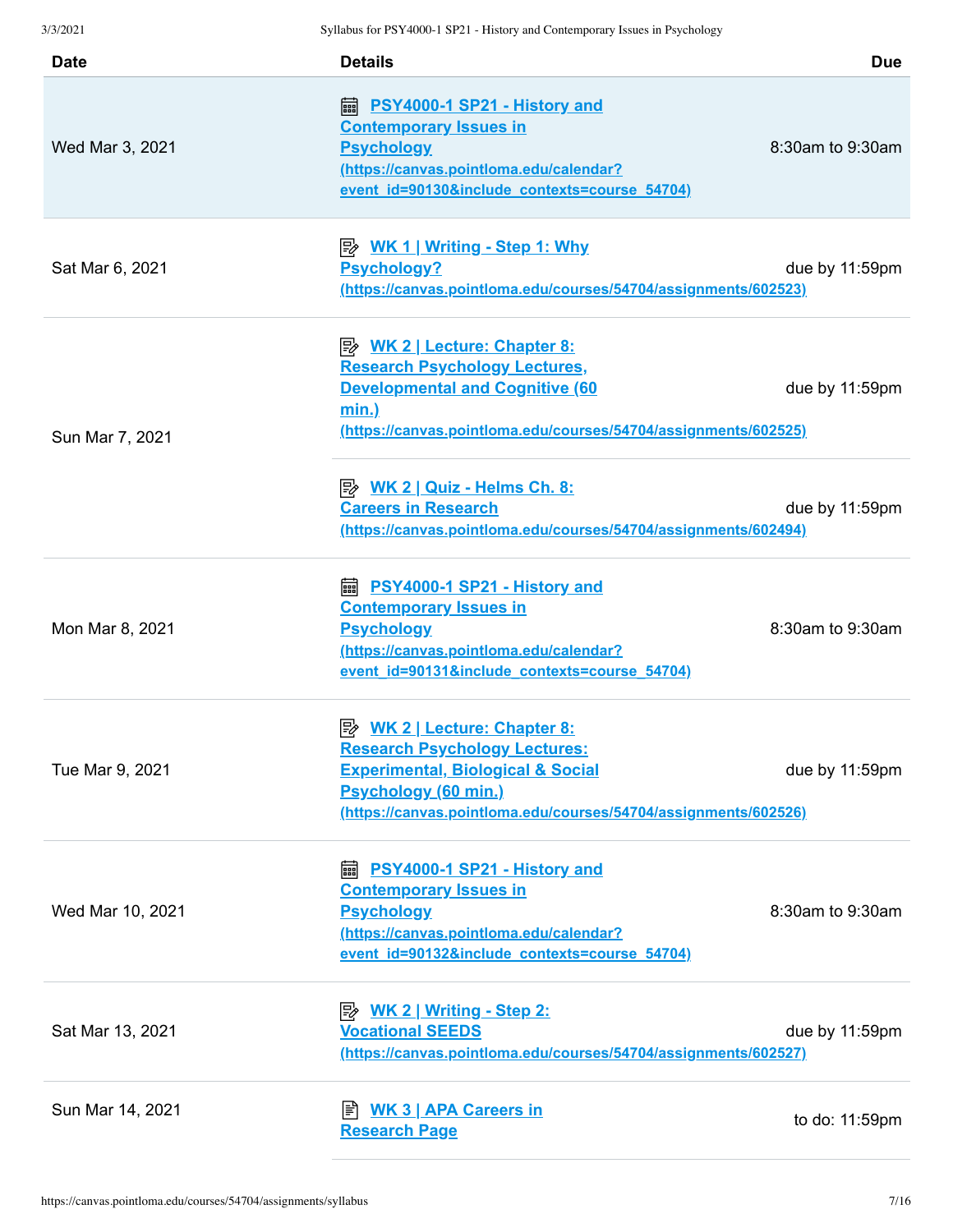| Date | Details | Due |
|---|---|---|
| Wed Mar 3, 2021 | PSY4000-1 SP21 - History and Contemporary Issues in Psychology (https://canvas.pointloma.edu/calendar?event_id=90130&include_contexts=course_54704) | 8:30am to 9:30am |
| Sat Mar 6, 2021 | WK 1 \| Writing - Step 1: Why Psychology? (https://canvas.pointloma.edu/courses/54704/assignments/602523) | due by 11:59pm |
| Sun Mar 7, 2021 | WK 2 \| Lecture: Chapter 8: Research Psychology Lectures, Developmental and Cognitive (60 min.) (https://canvas.pointloma.edu/courses/54704/assignments/602525) | due by 11:59pm |
| | WK 2 \| Quiz - Helms Ch. 8: Careers in Research (https://canvas.pointloma.edu/courses/54704/assignments/602494) | due by 11:59pm |
| Mon Mar 8, 2021 | PSY4000-1 SP21 - History and Contemporary Issues in Psychology (https://canvas.pointloma.edu/calendar?event_id=90131&include_contexts=course_54704) | 8:30am to 9:30am |
| Tue Mar 9, 2021 | WK 2 \| Lecture: Chapter 8: Research Psychology Lectures: Experimental, Biological & Social Psychology (60 min.) (https://canvas.pointloma.edu/courses/54704/assignments/602526) | due by 11:59pm |
| Wed Mar 10, 2021 | PSY4000-1 SP21 - History and Contemporary Issues in Psychology (https://canvas.pointloma.edu/calendar?event_id=90132&include_contexts=course_54704) | 8:30am to 9:30am |
| Sat Mar 13, 2021 | WK 2 \| Writing - Step 2: Vocational SEEDS (https://canvas.pointloma.edu/courses/54704/assignments/602527) | due by 11:59pm |
| Sun Mar 14, 2021 | WK 3 \| APA Careers in Research Page | to do: 11:59pm |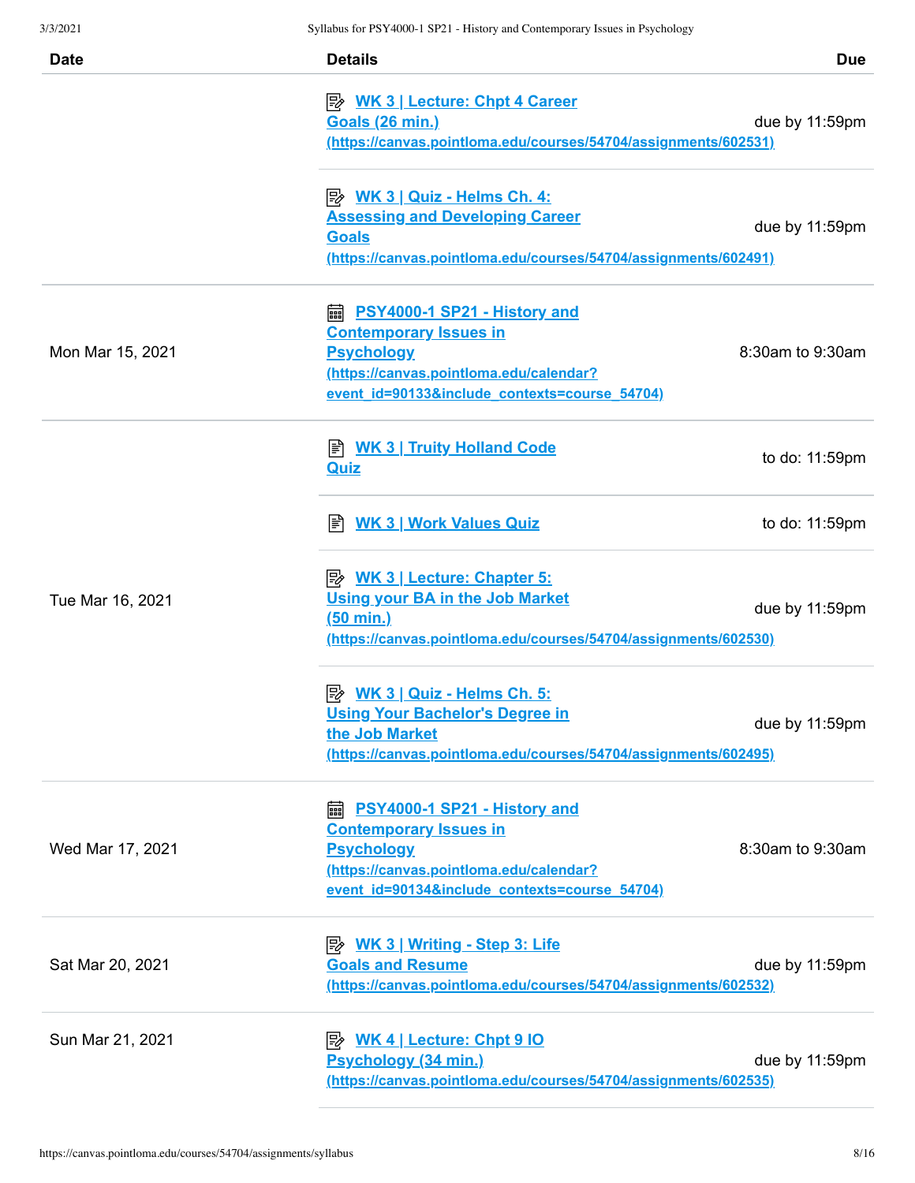| Date | Details | Due |
| --- | --- | --- |
| | WK 3 \| Lecture: Chpt 4 Career Goals (26 min.) (https://canvas.pointloma.edu/courses/54704/assignments/602531) | due by 11:59pm |
| | WK 3 \| Quiz - Helms Ch. 4: Assessing and Developing Career Goals (https://canvas.pointloma.edu/courses/54704/assignments/602491) | due by 11:59pm |
| Mon Mar 15, 2021 | PSY4000-1 SP21 - History and Contemporary Issues in Psychology (https://canvas.pointloma.edu/calendar?event_id=90133&include_contexts=course_54704) | 8:30am to 9:30am |
| Tue Mar 16, 2021 | WK 3 \| Truity Holland Code Quiz | to do: 11:59pm |
| | WK 3 \| Work Values Quiz | to do: 11:59pm |
| | WK 3 \| Lecture: Chapter 5: Using your BA in the Job Market (50 min.) (https://canvas.pointloma.edu/courses/54704/assignments/602530) | due by 11:59pm |
| | WK 3 \| Quiz - Helms Ch. 5: Using Your Bachelor's Degree in the Job Market (https://canvas.pointloma.edu/courses/54704/assignments/602495) | due by 11:59pm |
| Wed Mar 17, 2021 | PSY4000-1 SP21 - History and Contemporary Issues in Psychology (https://canvas.pointloma.edu/calendar?event_id=90134&include_contexts=course_54704) | 8:30am to 9:30am |
| Sat Mar 20, 2021 | WK 3 \| Writing - Step 3: Life Goals and Resume (https://canvas.pointloma.edu/courses/54704/assignments/602532) | due by 11:59pm |
| Sun Mar 21, 2021 | WK 4 \| Lecture: Chpt 9 IO Psychology (34 min.) (https://canvas.pointloma.edu/courses/54704/assignments/602535) | due by 11:59pm |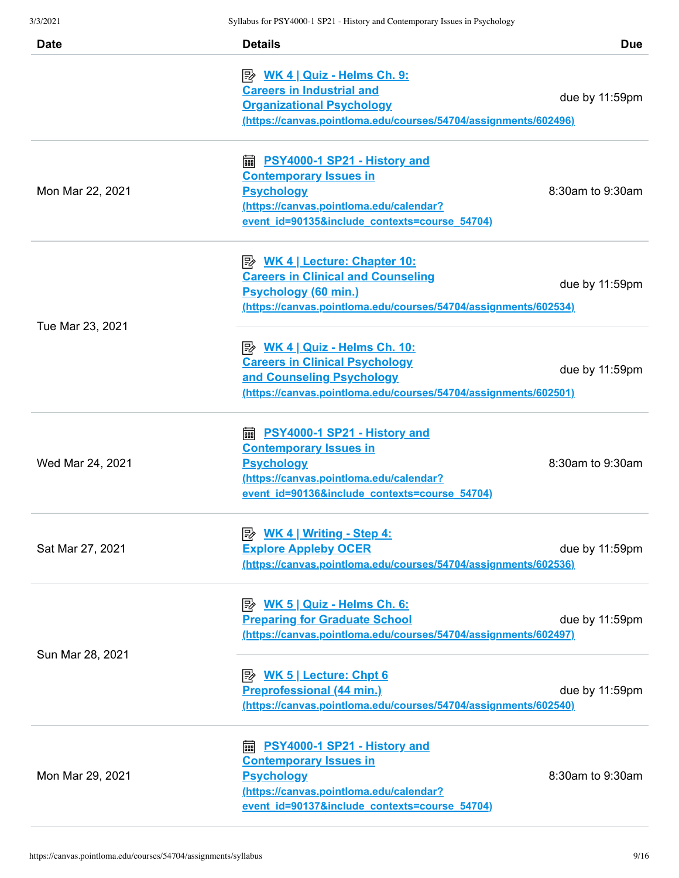| Date | Details | Due |
| --- | --- | --- |
| | WK 4 \| Quiz - Helms Ch. 9: Careers in Industrial and Organizational Psychology (https://canvas.pointloma.edu/courses/54704/assignments/602496) | due by 11:59pm |
| Mon Mar 22, 2021 | PSY4000-1 SP21 - History and Contemporary Issues in Psychology (https://canvas.pointloma.edu/calendar?event_id=90135&include_contexts=course_54704) | 8:30am to 9:30am |
| Tue Mar 23, 2021 | WK 4 \| Lecture: Chapter 10: Careers in Clinical and Counseling Psychology (60 min.) (https://canvas.pointloma.edu/courses/54704/assignments/602534) | due by 11:59pm |
| | WK 4 \| Quiz - Helms Ch. 10: Careers in Clinical Psychology and Counseling Psychology (https://canvas.pointloma.edu/courses/54704/assignments/602501) | due by 11:59pm |
| Wed Mar 24, 2021 | PSY4000-1 SP21 - History and Contemporary Issues in Psychology (https://canvas.pointloma.edu/calendar?event_id=90136&include_contexts=course_54704) | 8:30am to 9:30am |
| Sat Mar 27, 2021 | WK 4 \| Writing - Step 4: Explore Appleby OCER (https://canvas.pointloma.edu/courses/54704/assignments/602536) | due by 11:59pm |
| Sun Mar 28, 2021 | WK 5 \| Quiz - Helms Ch. 6: Preparing for Graduate School (https://canvas.pointloma.edu/courses/54704/assignments/602497) | due by 11:59pm |
| | WK 5 \| Lecture: Chpt 6 Preprofessional (44 min.) (https://canvas.pointloma.edu/courses/54704/assignments/602540) | due by 11:59pm |
| Mon Mar 29, 2021 | PSY4000-1 SP21 - History and Contemporary Issues in Psychology (https://canvas.pointloma.edu/calendar?event_id=90137&include_contexts=course_54704) | 8:30am to 9:30am |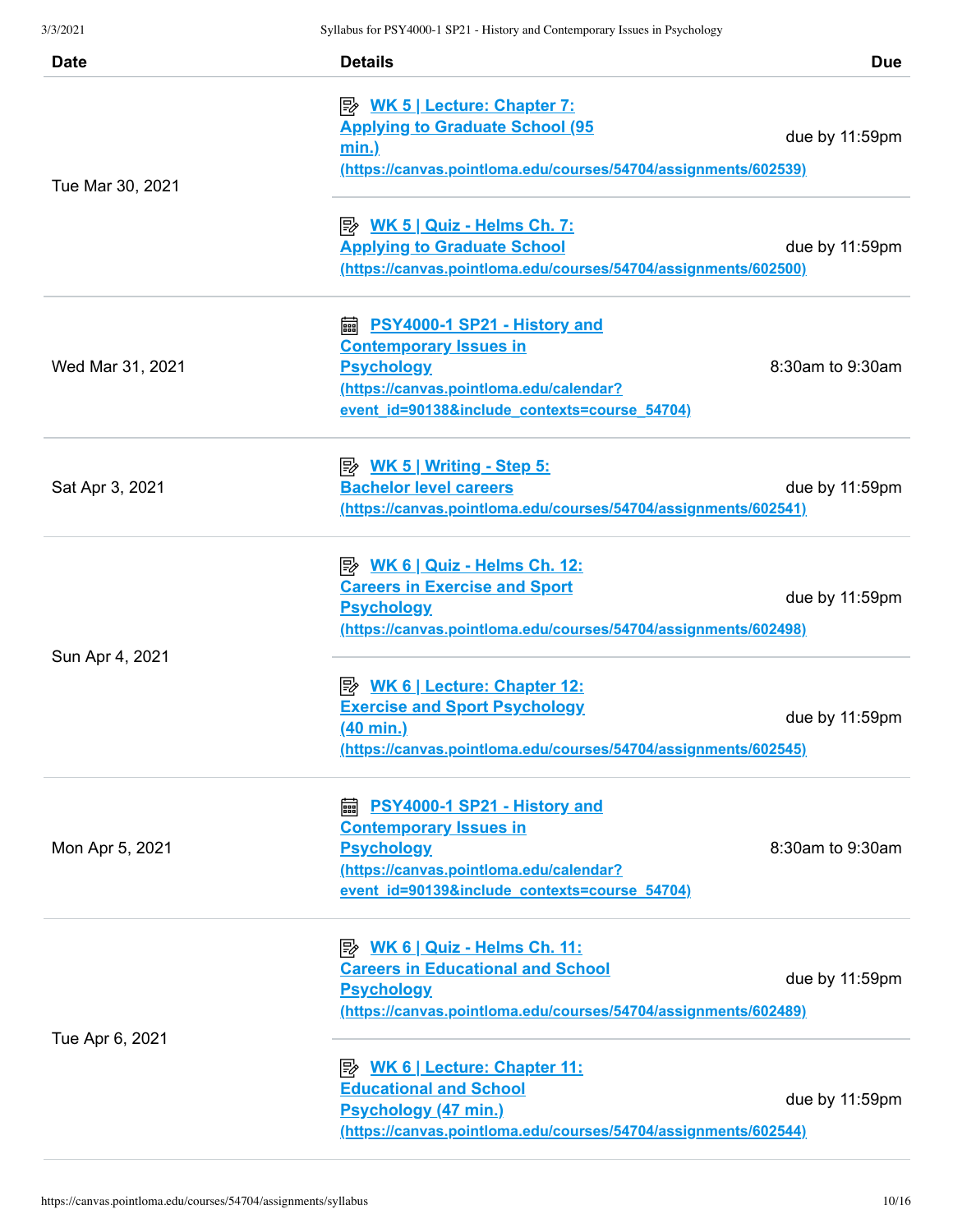| Date | Details | Due |
|---|---|---|
| Tue Mar 30, 2021 | [WK 5 \| Lecture: Chapter 7: Applying to Graduate School (95 min.)](https://canvas.pointloma.edu/courses/54704/assignments/602539) (https://canvas.pointloma.edu/courses/54704/assignments/602539) | due by 11:59pm |
| | [WK 5 \| Quiz - Helms Ch. 7: Applying to Graduate School](https://canvas.pointloma.edu/courses/54704/assignments/602500) (https://canvas.pointloma.edu/courses/54704/assignments/602500) | due by 11:59pm |
| Wed Mar 31, 2021 | [PSY4000-1 SP21 - History and Contemporary Issues in Psychology](https://canvas.pointloma.edu/calendar?event_id=90138&include_contexts=course_54704) (https://canvas.pointloma.edu/calendar?event_id=90138&include_contexts=course_54704) | 8:30am to 9:30am |
| Sat Apr 3, 2021 | [WK 5 \| Writing - Step 5: Bachelor level careers](https://canvas.pointloma.edu/courses/54704/assignments/602541) (https://canvas.pointloma.edu/courses/54704/assignments/602541) | due by 11:59pm |
| Sun Apr 4, 2021 | [WK 6 \| Quiz - Helms Ch. 12: Careers in Exercise and Sport Psychology](https://canvas.pointloma.edu/courses/54704/assignments/602498) (https://canvas.pointloma.edu/courses/54704/assignments/602498) | due by 11:59pm |
| | [WK 6 \| Lecture: Chapter 12: Exercise and Sport Psychology (40 min.)](https://canvas.pointloma.edu/courses/54704/assignments/602545) (https://canvas.pointloma.edu/courses/54704/assignments/602545) | due by 11:59pm |
| Mon Apr 5, 2021 | [PSY4000-1 SP21 - History and Contemporary Issues in Psychology](https://canvas.pointloma.edu/calendar?event_id=90139&include_contexts=course_54704) (https://canvas.pointloma.edu/calendar?event_id=90139&include_contexts=course_54704) | 8:30am to 9:30am |
| Tue Apr 6, 2021 | [WK 6 \| Quiz - Helms Ch. 11: Careers in Educational and School Psychology](https://canvas.pointloma.edu/courses/54704/assignments/602489) (https://canvas.pointloma.edu/courses/54704/assignments/602489) | due by 11:59pm |
| | [WK 6 \| Lecture: Chapter 11: Educational and School Psychology (47 min.)](https://canvas.pointloma.edu/courses/54704/assignments/602544) (https://canvas.pointloma.edu/courses/54704/assignments/602544) | due by 11:59pm |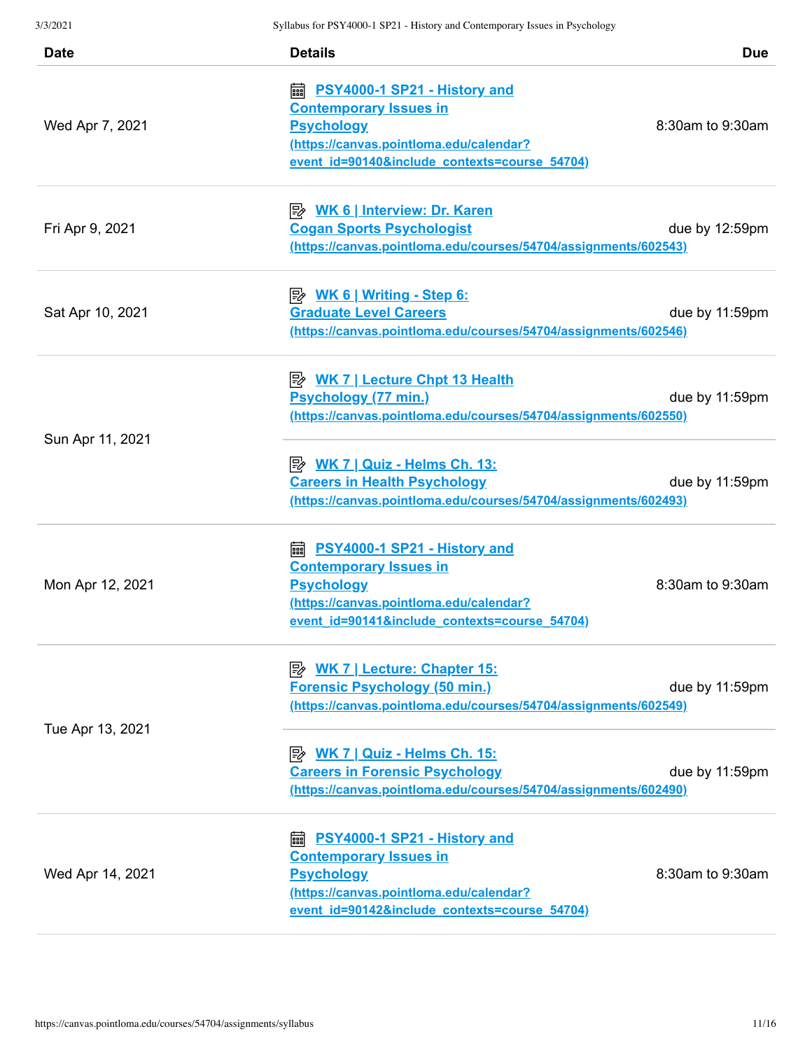| Date | Details | Due |
|---|---|---|
| Wed Apr 7, 2021 | PSY4000-1 SP21 - History and Contemporary Issues in Psychology (https://canvas.pointloma.edu/calendar?event_id=90140&include_contexts=course_54704) | 8:30am to 9:30am |
| Fri Apr 9, 2021 | WK 6 \| Interview: Dr. Karen Cogan Sports Psychologist (https://canvas.pointloma.edu/courses/54704/assignments/602543) | due by 12:59pm |
| Sat Apr 10, 2021 | WK 6 \| Writing - Step 6: Graduate Level Careers (https://canvas.pointloma.edu/courses/54704/assignments/602546) | due by 11:59pm |
| Sun Apr 11, 2021 | WK 7 \| Lecture Chpt 13 Health Psychology (77 min.) (https://canvas.pointloma.edu/courses/54704/assignments/602550) | due by 11:59pm |
| | WK 7 \| Quiz - Helms Ch. 13: Careers in Health Psychology (https://canvas.pointloma.edu/courses/54704/assignments/602493) | due by 11:59pm |
| Mon Apr 12, 2021 | PSY4000-1 SP21 - History and Contemporary Issues in Psychology (https://canvas.pointloma.edu/calendar?event_id=90141&include_contexts=course_54704) | 8:30am to 9:30am |
| Tue Apr 13, 2021 | WK 7 \| Lecture: Chapter 15: Forensic Psychology (50 min.) (https://canvas.pointloma.edu/courses/54704/assignments/602549) | due by 11:59pm |
| | WK 7 \| Quiz - Helms Ch. 15: Careers in Forensic Psychology (https://canvas.pointloma.edu/courses/54704/assignments/602490) | due by 11:59pm |
| Wed Apr 14, 2021 | PSY4000-1 SP21 - History and Contemporary Issues in Psychology (https://canvas.pointloma.edu/calendar?event_id=90142&include_contexts=course_54704) | 8:30am to 9:30am |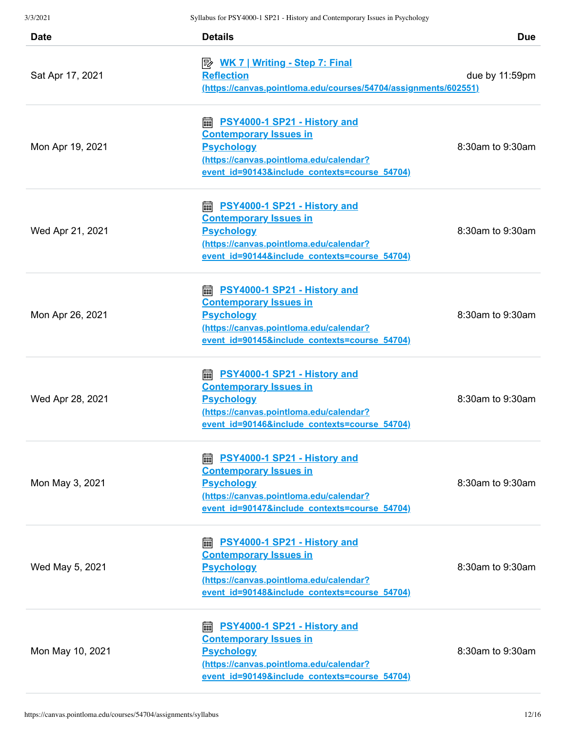| Date | Details | Due |
| --- | --- | --- |
| Sat Apr 17, 2021 | [WK 7 \| Writing - Step 7: Final Reflection](https://canvas.pointloma.edu/courses/54704/assignments/602551) (https://canvas.pointloma.edu/courses/54704/assignments/602551) | due by 11:59pm |
| Mon Apr 19, 2021 | [PSY4000-1 SP21 - History and Contemporary Issues in Psychology](https://canvas.pointloma.edu/calendar?event_id=90143&include_contexts=course_54704) (https://canvas.pointloma.edu/calendar?event_id=90143&include_contexts=course_54704) | 8:30am to 9:30am |
| Wed Apr 21, 2021 | [PSY4000-1 SP21 - History and Contemporary Issues in Psychology](https://canvas.pointloma.edu/calendar?event_id=90144&include_contexts=course_54704) (https://canvas.pointloma.edu/calendar?event_id=90144&include_contexts=course_54704) | 8:30am to 9:30am |
| Mon Apr 26, 2021 | [PSY4000-1 SP21 - History and Contemporary Issues in Psychology](https://canvas.pointloma.edu/calendar?event_id=90145&include_contexts=course_54704) (https://canvas.pointloma.edu/calendar?event_id=90145&include_contexts=course_54704) | 8:30am to 9:30am |
| Wed Apr 28, 2021 | [PSY4000-1 SP21 - History and Contemporary Issues in Psychology](https://canvas.pointloma.edu/calendar?event_id=90146&include_contexts=course_54704) (https://canvas.pointloma.edu/calendar?event_id=90146&include_contexts=course_54704) | 8:30am to 9:30am |
| Mon May 3, 2021 | [PSY4000-1 SP21 - History and Contemporary Issues in Psychology](https://canvas.pointloma.edu/calendar?event_id=90147&include_contexts=course_54704) (https://canvas.pointloma.edu/calendar?event_id=90147&include_contexts=course_54704) | 8:30am to 9:30am |
| Wed May 5, 2021 | [PSY4000-1 SP21 - History and Contemporary Issues in Psychology](https://canvas.pointloma.edu/calendar?event_id=90148&include_contexts=course_54704) (https://canvas.pointloma.edu/calendar?event_id=90148&include_contexts=course_54704) | 8:30am to 9:30am |
| Mon May 10, 2021 | [PSY4000-1 SP21 - History and Contemporary Issues in Psychology](https://canvas.pointloma.edu/calendar?event_id=90149&include_contexts=course_54704) (https://canvas.pointloma.edu/calendar?event_id=90149&include_contexts=course_54704) | 8:30am to 9:30am |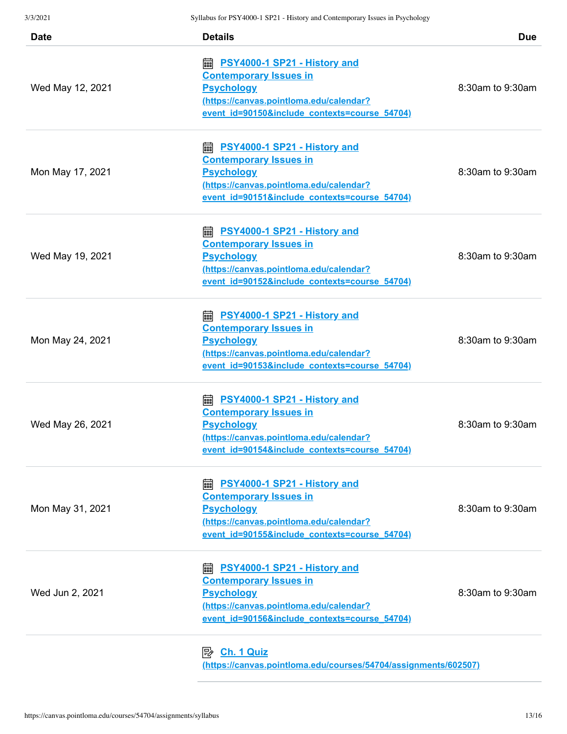| Date | Details | Due |
|---|---|---|
| Wed May 12, 2021 | PSY4000-1 SP21 - History and Contemporary Issues in Psychology (https://canvas.pointloma.edu/calendar?event_id=90150&include_contexts=course_54704) | 8:30am to 9:30am |
| Mon May 17, 2021 | PSY4000-1 SP21 - History and Contemporary Issues in Psychology (https://canvas.pointloma.edu/calendar?event_id=90151&include_contexts=course_54704) | 8:30am to 9:30am |
| Wed May 19, 2021 | PSY4000-1 SP21 - History and Contemporary Issues in Psychology (https://canvas.pointloma.edu/calendar?event_id=90152&include_contexts=course_54704) | 8:30am to 9:30am |
| Mon May 24, 2021 | PSY4000-1 SP21 - History and Contemporary Issues in Psychology (https://canvas.pointloma.edu/calendar?event_id=90153&include_contexts=course_54704) | 8:30am to 9:30am |
| Wed May 26, 2021 | PSY4000-1 SP21 - History and Contemporary Issues in Psychology (https://canvas.pointloma.edu/calendar?event_id=90154&include_contexts=course_54704) | 8:30am to 9:30am |
| Mon May 31, 2021 | PSY4000-1 SP21 - History and Contemporary Issues in Psychology (https://canvas.pointloma.edu/calendar?event_id=90155&include_contexts=course_54704) | 8:30am to 9:30am |
| Wed Jun 2, 2021 | PSY4000-1 SP21 - History and Contemporary Issues in Psychology (https://canvas.pointloma.edu/calendar?event_id=90156&include_contexts=course_54704) | 8:30am to 9:30am |
| | Ch. 1 Quiz (https://canvas.pointloma.edu/courses/54704/assignments/602507) | |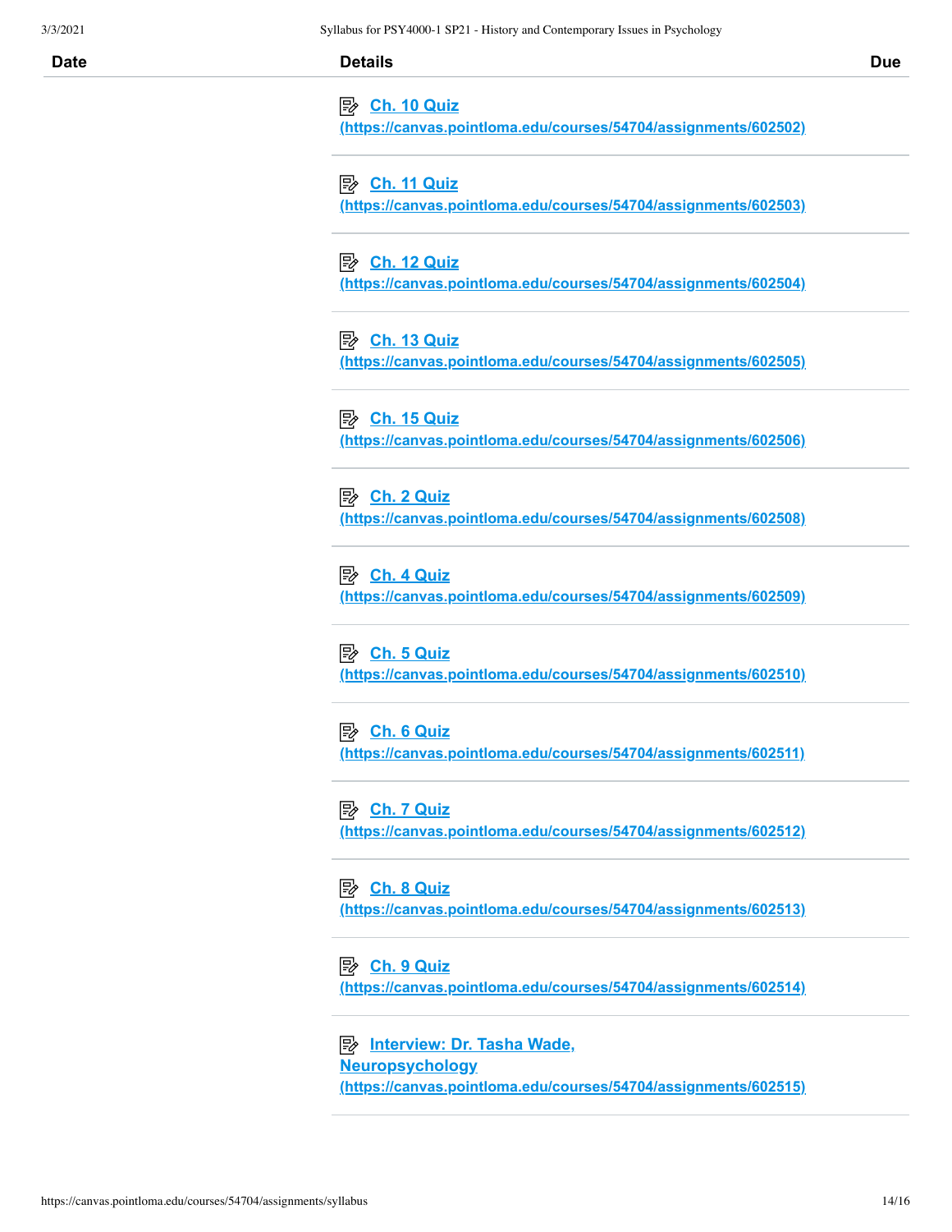| Date | Details | Due |
| --- | --- | --- |
| | Ch. 10 Quiz (https://canvas.pointloma.edu/courses/54704/assignments/602502) | |
| | Ch. 11 Quiz (https://canvas.pointloma.edu/courses/54704/assignments/602503) | |
| | Ch. 12 Quiz (https://canvas.pointloma.edu/courses/54704/assignments/602504) | |
| | Ch. 13 Quiz (https://canvas.pointloma.edu/courses/54704/assignments/602505) | |
| | Ch. 15 Quiz (https://canvas.pointloma.edu/courses/54704/assignments/602506) | |
| | Ch. 2 Quiz (https://canvas.pointloma.edu/courses/54704/assignments/602508) | |
| | Ch. 4 Quiz (https://canvas.pointloma.edu/courses/54704/assignments/602509) | |
| | Ch. 5 Quiz (https://canvas.pointloma.edu/courses/54704/assignments/602510) | |
| | Ch. 6 Quiz (https://canvas.pointloma.edu/courses/54704/assignments/602511) | |
| | Ch. 7 Quiz (https://canvas.pointloma.edu/courses/54704/assignments/602512) | |
| | Ch. 8 Quiz (https://canvas.pointloma.edu/courses/54704/assignments/602513) | |
| | Ch. 9 Quiz (https://canvas.pointloma.edu/courses/54704/assignments/602514) | |
| | Interview: Dr. Tasha Wade, Neuropsychology (https://canvas.pointloma.edu/courses/54704/assignments/602515) | |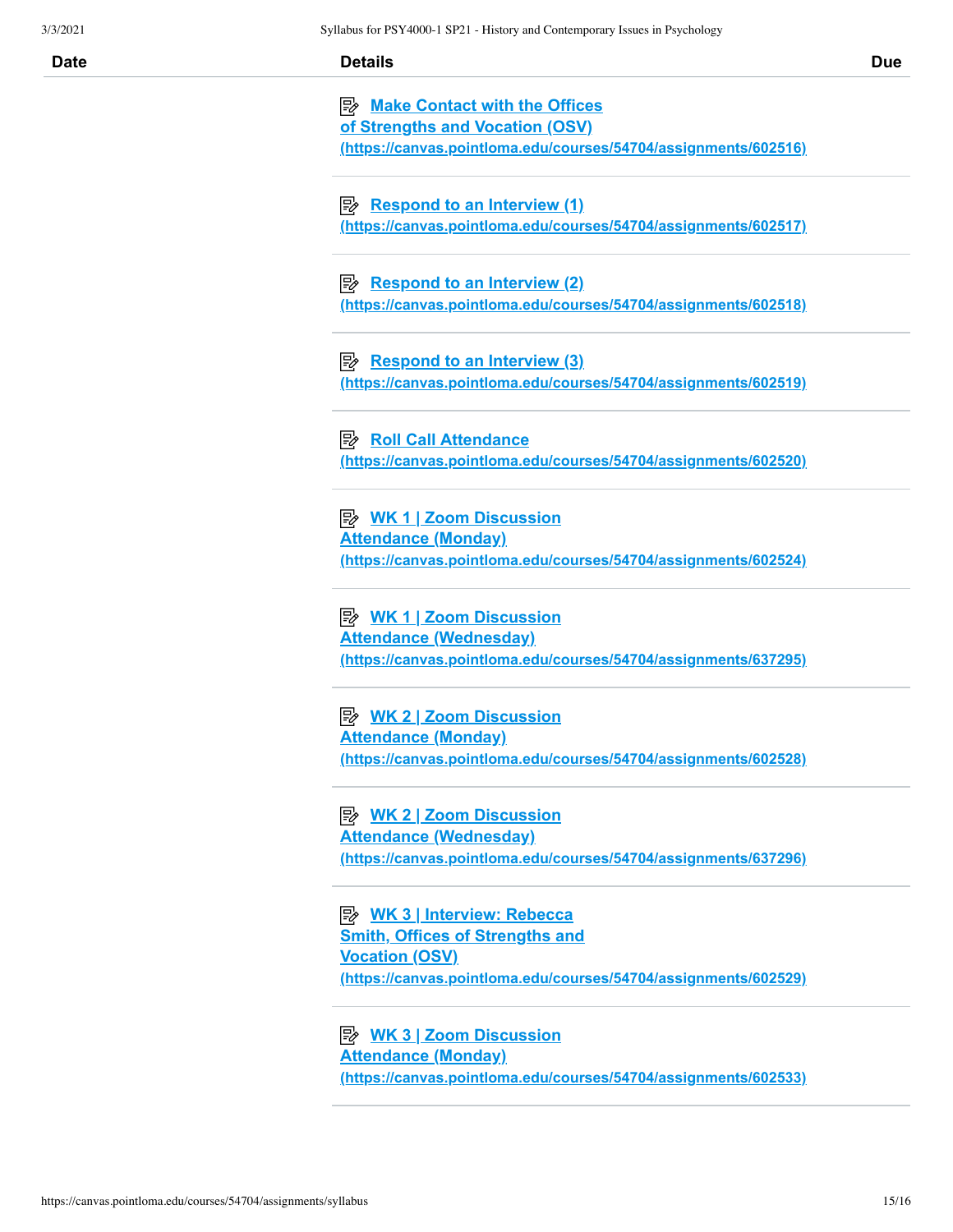| Date | Details | Due |
|---|---|---|
| | Make Contact with the Offices of Strengths and Vocation (OSV) (https://canvas.pointloma.edu/courses/54704/assignments/602516) | |
| | Respond to an Interview (1) (https://canvas.pointloma.edu/courses/54704/assignments/602517) | |
| | Respond to an Interview (2) (https://canvas.pointloma.edu/courses/54704/assignments/602518) | |
| | Respond to an Interview (3) (https://canvas.pointloma.edu/courses/54704/assignments/602519) | |
| | Roll Call Attendance (https://canvas.pointloma.edu/courses/54704/assignments/602520) | |
| | WK 1 \| Zoom Discussion Attendance (Monday) (https://canvas.pointloma.edu/courses/54704/assignments/602524) | |
| | WK 1 \| Zoom Discussion Attendance (Wednesday) (https://canvas.pointloma.edu/courses/54704/assignments/637295) | |
| | WK 2 \| Zoom Discussion Attendance (Monday) (https://canvas.pointloma.edu/courses/54704/assignments/602528) | |
| | WK 2 \| Zoom Discussion Attendance (Wednesday) (https://canvas.pointloma.edu/courses/54704/assignments/637296) | |
| | WK 3 \| Interview: Rebecca Smith, Offices of Strengths and Vocation (OSV) (https://canvas.pointloma.edu/courses/54704/assignments/602529) | |
| | WK 3 \| Zoom Discussion Attendance (Monday) (https://canvas.pointloma.edu/courses/54704/assignments/602533) | |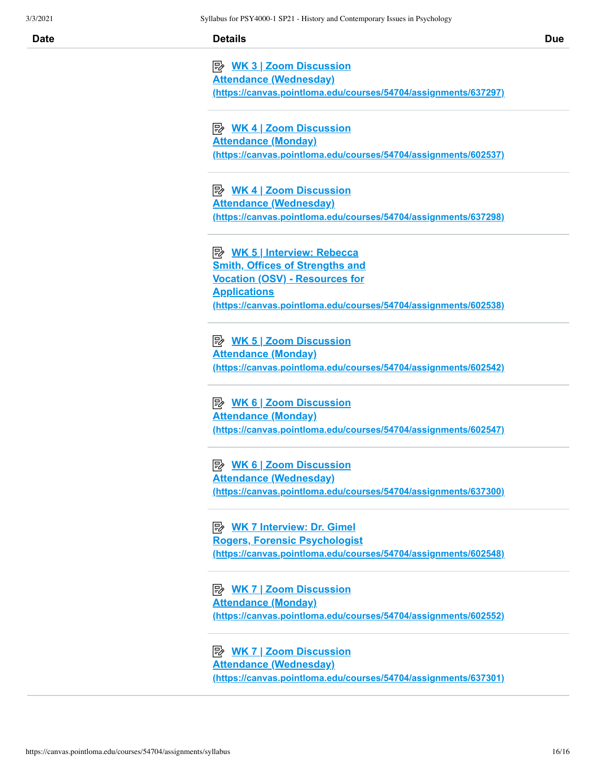| Date | Details | Due |
| --- | --- | --- |
| | WK 3 \| Zoom Discussion Attendance (Wednesday) (https://canvas.pointloma.edu/courses/54704/assignments/637297) | |
| | WK 4 \| Zoom Discussion Attendance (Monday) (https://canvas.pointloma.edu/courses/54704/assignments/602537) | |
| | WK 4 \| Zoom Discussion Attendance (Wednesday) (https://canvas.pointloma.edu/courses/54704/assignments/637298) | |
| | WK 5 \| Interview: Rebecca Smith, Offices of Strengths and Vocation (OSV) - Resources for Applications (https://canvas.pointloma.edu/courses/54704/assignments/602538) | |
| | WK 5 \| Zoom Discussion Attendance (Monday) (https://canvas.pointloma.edu/courses/54704/assignments/602542) | |
| | WK 6 \| Zoom Discussion Attendance (Monday) (https://canvas.pointloma.edu/courses/54704/assignments/602547) | |
| | WK 6 \| Zoom Discussion Attendance (Wednesday) (https://canvas.pointloma.edu/courses/54704/assignments/637300) | |
| | WK 7 Interview: Dr. Gimel Rogers, Forensic Psychologist (https://canvas.pointloma.edu/courses/54704/assignments/602548) | |
| | WK 7 \| Zoom Discussion Attendance (Monday) (https://canvas.pointloma.edu/courses/54704/assignments/602552) | |
| | WK 7 \| Zoom Discussion Attendance (Wednesday) (https://canvas.pointloma.edu/courses/54704/assignments/637301) | |